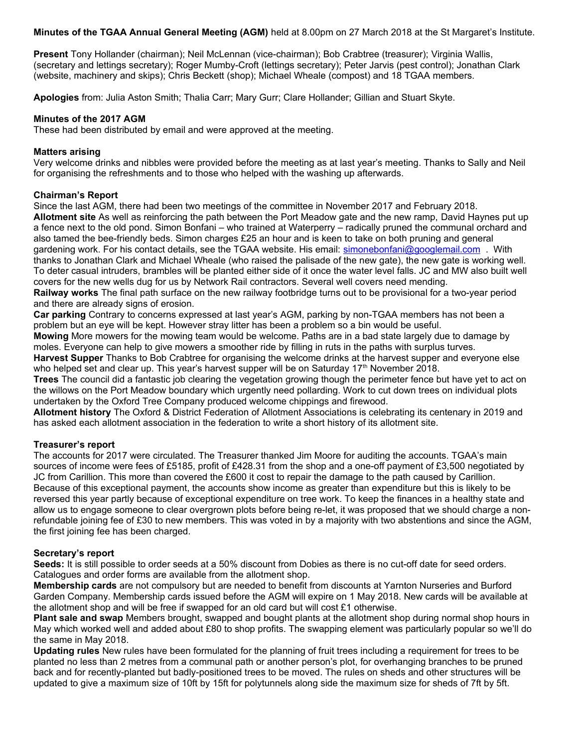**Minutes of the TGAA Annual General Meeting (AGM)** held at 8.00pm on 27 March 2018 at the St Margaret's Institute.

**Present** Tony Hollander (chairman); Neil McLennan (vice-chairman); Bob Crabtree (treasurer); Virginia Wallis, (secretary and lettings secretary); Roger Mumby-Croft (lettings secretary); Peter Jarvis (pest control); Jonathan Clark (website, machinery and skips); Chris Beckett (shop); Michael Wheale (compost) and 18 TGAA members.

**Apologies** from: Julia Aston Smith; Thalia Carr; Mary Gurr; Clare Hollander; Gillian and Stuart Skyte.

**Minutes of the 2017 AGM**
These had been distributed by email and were approved at the meeting.

**Matters arising**
Very welcome drinks and nibbles were provided before the meeting as at last year's meeting. Thanks to Sally and Neil for organising the refreshments and to those who helped with the washing up afterwards.

**Chairman's Report**
Since the last AGM, there had been two meetings of the committee in November 2017 and February 2018.
**Allotment site** As well as reinforcing the path between the Port Meadow gate and the new ramp, David Haynes put up a fence next to the old pond. Simon Bonfani – who trained at Waterperry – radically pruned the communal orchard and also tamed the bee-friendly beds. Simon charges £25 an hour and is keen to take on both pruning and general gardening work. For his contact details, see the TGAA website. His email: simonebonfani@googlemail.com . With thanks to Jonathan Clark and Michael Wheale (who raised the palisade of the new gate), the new gate is working well. To deter casual intruders, brambles will be planted either side of it once the water level falls. JC and MW also built well covers for the new wells dug for us by Network Rail contractors. Several well covers need mending.
**Railway works** The final path surface on the new railway footbridge turns out to be provisional for a two-year period and there are already signs of erosion.
**Car parking** Contrary to concerns expressed at last year's AGM, parking by non-TGAA members has not been a problem but an eye will be kept. However stray litter has been a problem so a bin would be useful.
**Mowing** More mowers for the mowing team would be welcome. Paths are in a bad state largely due to damage by moles. Everyone can help to give mowers a smoother ride by filling in ruts in the paths with surplus turves.
**Harvest Supper** Thanks to Bob Crabtree for organising the welcome drinks at the harvest supper and everyone else who helped set and clear up. This year's harvest supper will be on Saturday 17th November 2018.
**Trees** The council did a fantastic job clearing the vegetation growing though the perimeter fence but have yet to act on the willows on the Port Meadow boundary which urgently need pollarding. Work to cut down trees on individual plots undertaken by the Oxford Tree Company produced welcome chippings and firewood.
**Allotment history** The Oxford & District Federation of Allotment Associations is celebrating its centenary in 2019 and has asked each allotment association in the federation to write a short history of its allotment site.

**Treasurer's report**
The accounts for 2017 were circulated. The Treasurer thanked Jim Moore for auditing the accounts. TGAA's main sources of income were fees of £5185, profit of £428.31 from the shop and a one-off payment of £3,500 negotiated by JC from Carillion. This more than covered the £600 it cost to repair the damage to the path caused by Carillion. Because of this exceptional payment, the accounts show income as greater than expenditure but this is likely to be reversed this year partly because of exceptional expenditure on tree work. To keep the finances in a healthy state and allow us to engage someone to clear overgrown plots before being re-let, it was proposed that we should charge a non-refundable joining fee of £30 to new members. This was voted in by a majority with two abstentions and since the AGM, the first joining fee has been charged.

**Secretary's report**
**Seeds:** It is still possible to order seeds at a 50% discount from Dobies as there is no cut-off date for seed orders. Catalogues and order forms are available from the allotment shop.
**Membership cards** are not compulsory but are needed to benefit from discounts at Yarnton Nurseries and Burford Garden Company. Membership cards issued before the AGM will expire on 1 May 2018. New cards will be available at the allotment shop and will be free if swapped for an old card but will cost £1 otherwise.
**Plant sale and swap** Members brought, swapped and bought plants at the allotment shop during normal shop hours in May which worked well and added about £80 to shop profits. The swapping element was particularly popular so we'll do the same in May 2018.
**Updating rules** New rules have been formulated for the planning of fruit trees including a requirement for trees to be planted no less than 2 metres from a communal path or another person's plot, for overhanging branches to be pruned back and for recently-planted but badly-positioned trees to be moved. The rules on sheds and other structures will be updated to give a maximum size of 10ft by 15ft for polytunnels along side the maximum size for sheds of 7ft by 5ft.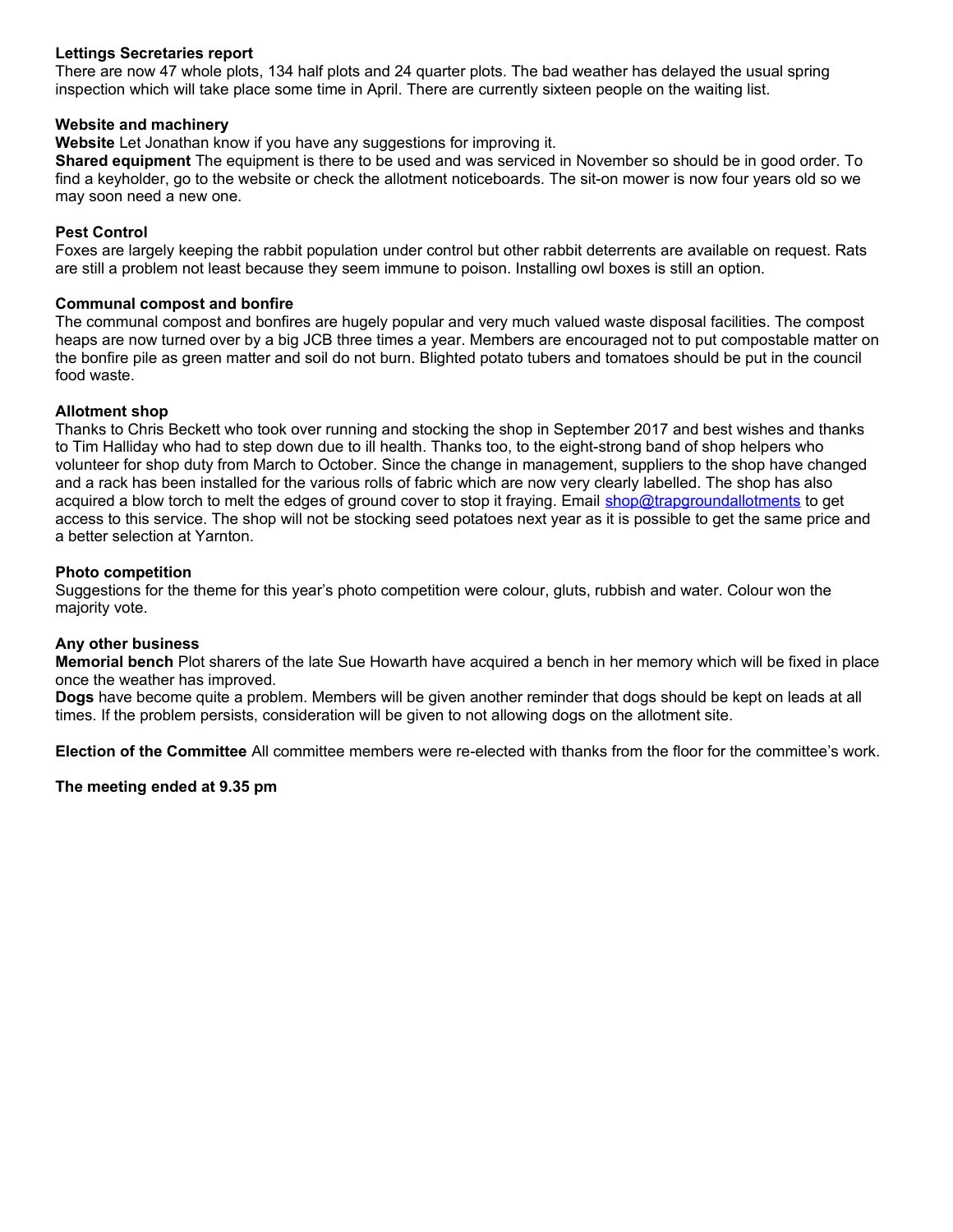**Lettings Secretaries report**
There are now 47 whole plots, 134 half plots and 24 quarter plots. The bad weather has delayed the usual spring inspection which will take place some time in April. There are currently sixteen people on the waiting list.

**Website and machinery**
**Website** Let Jonathan know if you have any suggestions for improving it.
**Shared equipment** The equipment is there to be used and was serviced in November so should be in good order. To find a keyholder, go to the website or check the allotment noticeboards. The sit-on mower is now four years old so we may soon need a new one.

**Pest Control**
Foxes are largely keeping the rabbit population under control but other rabbit deterrents are available on request. Rats are still a problem not least because they seem immune to poison. Installing owl boxes is still an option.

**Communal compost and bonfire**
The communal compost and bonfires are hugely popular and very much valued waste disposal facilities. The compost heaps are now turned over by a big JCB three times a year. Members are encouraged not to put compostable matter on the bonfire pile as green matter and soil do not burn. Blighted potato tubers and tomatoes should be put in the council food waste.

**Allotment shop**
Thanks to Chris Beckett who took over running and stocking the shop in September 2017 and best wishes and thanks to Tim Halliday who had to step down due to ill health. Thanks too, to the eight-strong band of shop helpers who volunteer for shop duty from March to October. Since the change in management, suppliers to the shop have changed and a rack has been installed for the various rolls of fabric which are now very clearly labelled. The shop has also acquired a blow torch to melt the edges of ground cover to stop it fraying. Email shop@trapgroundallotments to get access to this service. The shop will not be stocking seed potatoes next year as it is possible to get the same price and a better selection at Yarnton.

**Photo competition**
Suggestions for the theme for this year's photo competition were colour, gluts, rubbish and water. Colour won the majority vote.

**Any other business**
**Memorial bench** Plot sharers of the late Sue Howarth have acquired a bench in her memory which will be fixed in place once the weather has improved.
**Dogs** have become quite a problem. Members will be given another reminder that dogs should be kept on leads at all times. If the problem persists, consideration will be given to not allowing dogs on the allotment site.

**Election of the Committee** All committee members were re-elected with thanks from the floor for the committee's work.

**The meeting ended at 9.35 pm**